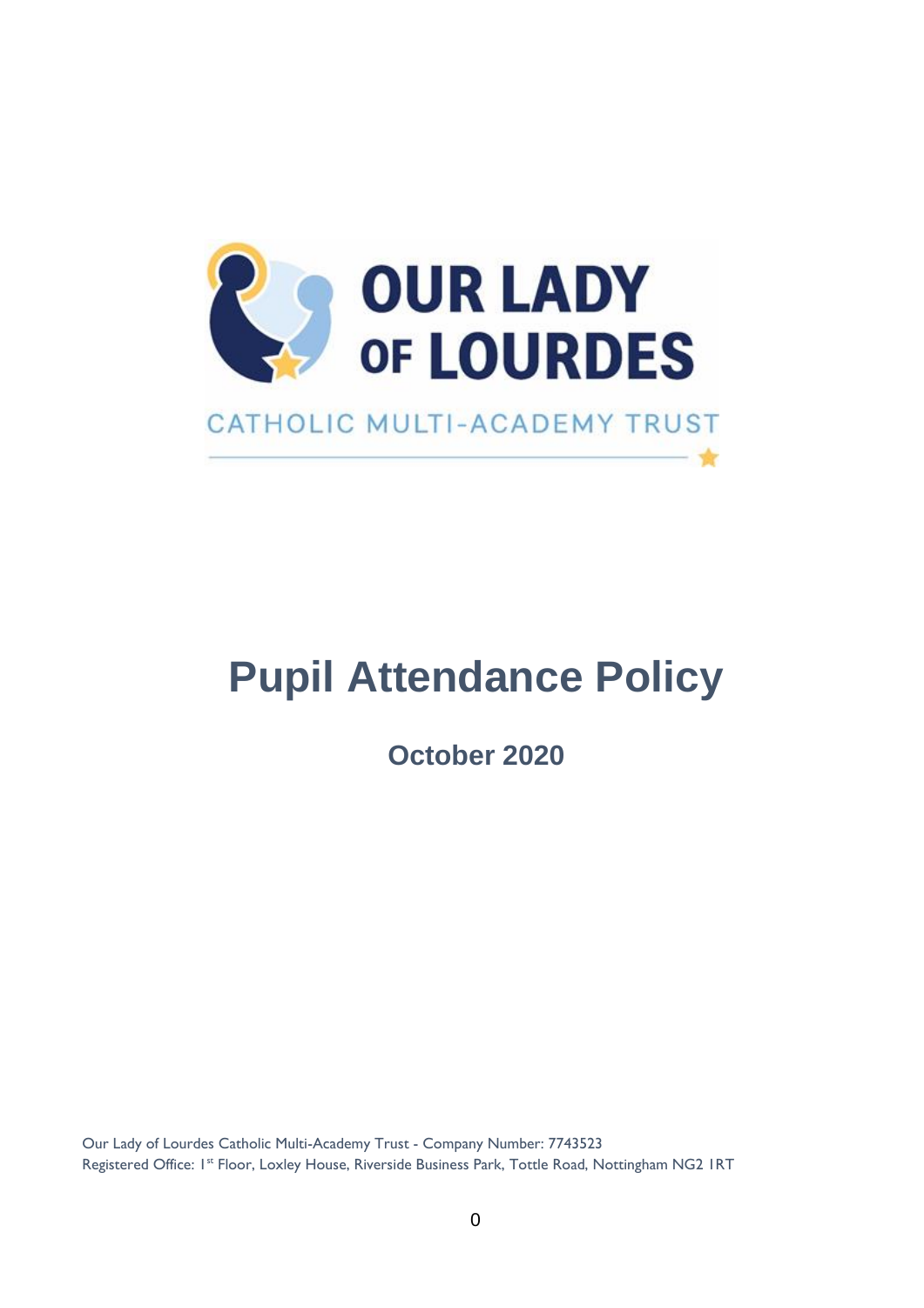OUR LADY OF LOURDES

CATHOLIC MULTI-ACADEMY TRUST

# Pupil Attendance Policy

## October 2020

Our Lady of Lourdes Catholic Multi-Academy Trust - Company Number: 7743523
Registered Office: 1st Floor, Loxley House, Riverside Business Park, Tottle Road, Nottingham NG2 1RT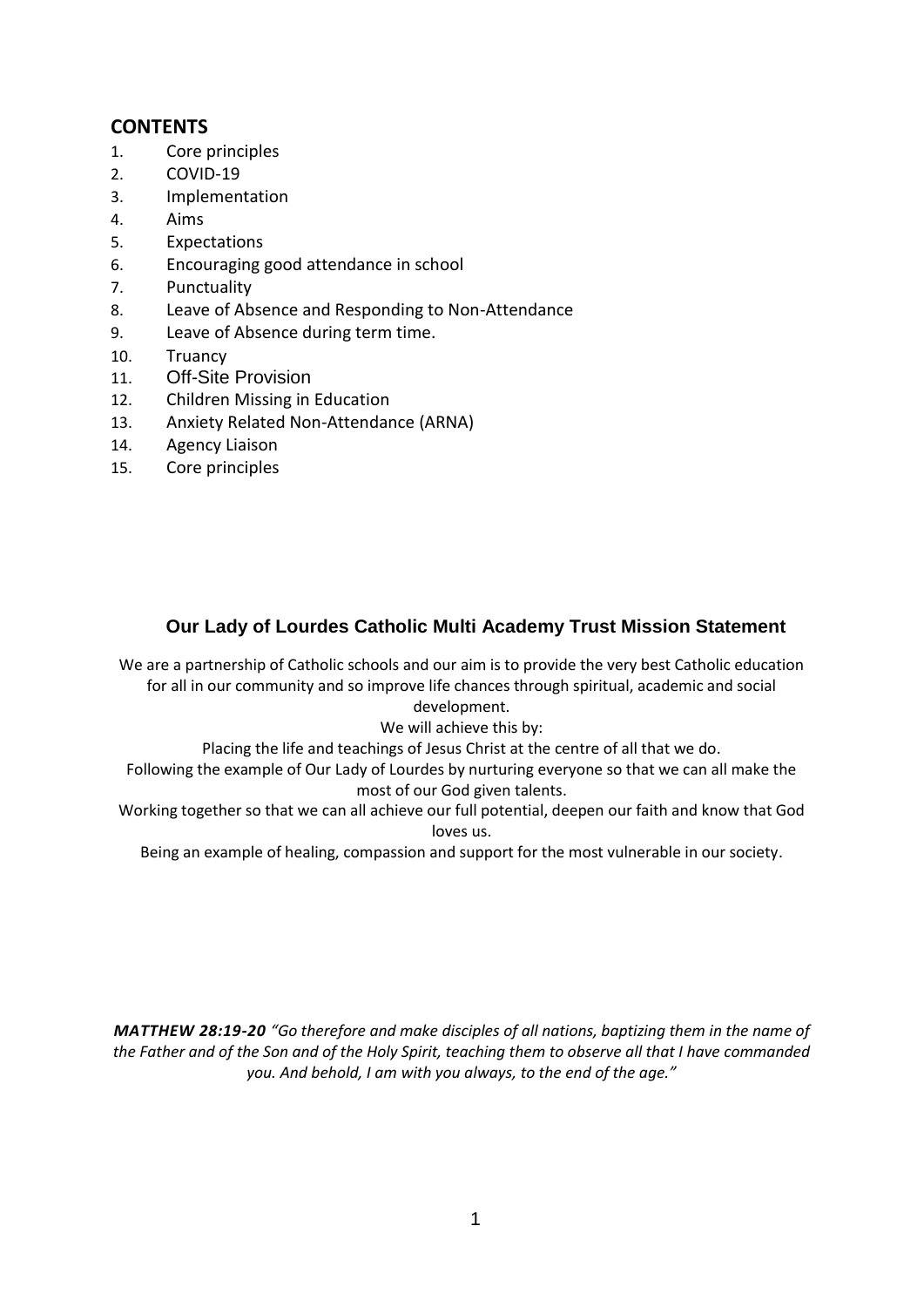## CONTENTS

1. Core principles
2. COVID-19
3. Implementation
4. Aims
5. Expectations
6. Encouraging good attendance in school
7. Punctuality
8. Leave of Absence and Responding to Non-Attendance
9. Leave of Absence during term time.
10. Truancy
11. Off-Site Provision
12. Children Missing in Education
13. Anxiety Related Non-Attendance (ARNA)
14. Agency Liaison
15. Core principles

## Our Lady of Lourdes Catholic Multi Academy Trust Mission Statement

We are a partnership of Catholic schools and our aim is to provide the very best Catholic education for all in our community and so improve life chances through spiritual, academic and social development.

We will achieve this by:

Placing the life and teachings of Jesus Christ at the centre of all that we do.

Following the example of Our Lady of Lourdes by nurturing everyone so that we can all make the most of our God given talents.

Working together so that we can all achieve our full potential, deepen our faith and know that God loves us.

Being an example of healing, compassion and support for the most vulnerable in our society.

***MATTHEW 28:19-20*** *"Go therefore and make disciples of all nations, baptizing them in the name of the Father and of the Son and of the Holy Spirit, teaching them to observe all that I have commanded you. And behold, I am with you always, to the end of the age."*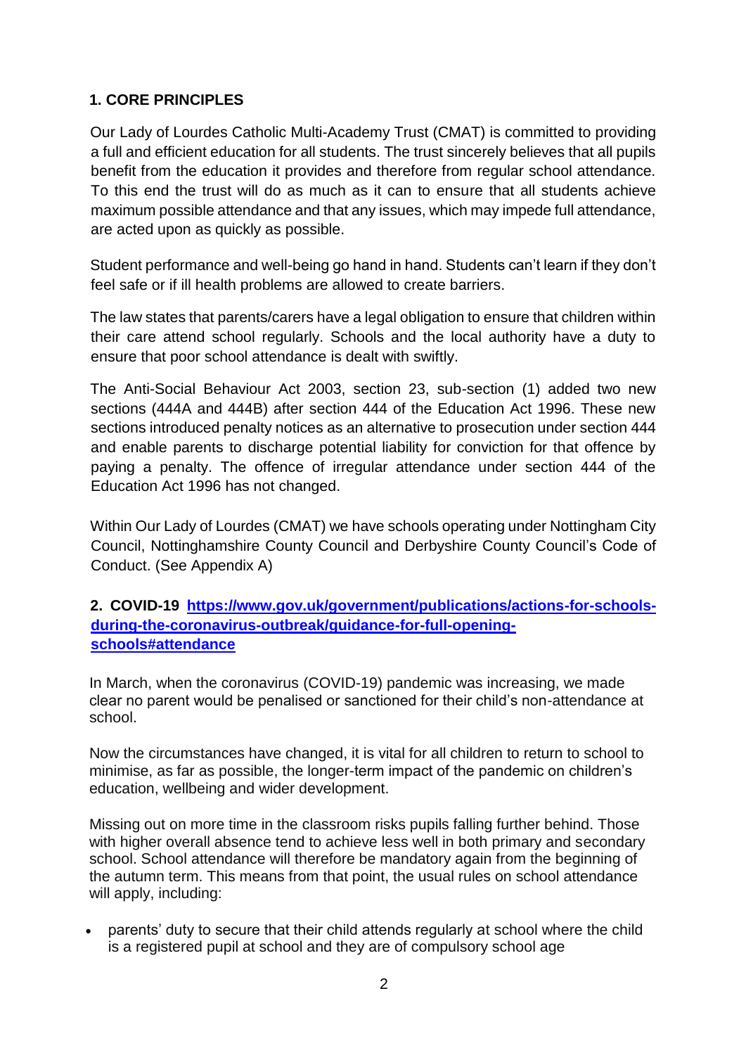## 1. CORE PRINCIPLES

Our Lady of Lourdes Catholic Multi-Academy Trust (CMAT) is committed to providing a full and efficient education for all students. The trust sincerely believes that all pupils benefit from the education it provides and therefore from regular school attendance. To this end the trust will do as much as it can to ensure that all students achieve maximum possible attendance and that any issues, which may impede full attendance, are acted upon as quickly as possible.

Student performance and well-being go hand in hand. Students can't learn if they don't feel safe or if ill health problems are allowed to create barriers.

The law states that parents/carers have a legal obligation to ensure that children within their care attend school regularly. Schools and the local authority have a duty to ensure that poor school attendance is dealt with swiftly.

The Anti-Social Behaviour Act 2003, section 23, sub-section (1) added two new sections (444A and 444B) after section 444 of the Education Act 1996. These new sections introduced penalty notices as an alternative to prosecution under section 444 and enable parents to discharge potential liability for conviction for that offence by paying a penalty. The offence of irregular attendance under section 444 of the Education Act 1996 has not changed.

Within Our Lady of Lourdes (CMAT) we have schools operating under Nottingham City Council, Nottinghamshire County Council and Derbyshire County Council's Code of Conduct. (See Appendix A)

## 2. COVID-19 [https://www.gov.uk/government/publications/actions-for-schools-during-the-coronavirus-outbreak/guidance-for-full-opening-schools#attendance](https://www.gov.uk/government/publications/actions-for-schools-during-the-coronavirus-outbreak/guidance-for-full-opening-schools#attendance)

In March, when the coronavirus (COVID-19) pandemic was increasing, we made clear no parent would be penalised or sanctioned for their child's non-attendance at school.

Now the circumstances have changed, it is vital for all children to return to school to minimise, as far as possible, the longer-term impact of the pandemic on children's education, wellbeing and wider development.

Missing out on more time in the classroom risks pupils falling further behind. Those with higher overall absence tend to achieve less well in both primary and secondary school. School attendance will therefore be mandatory again from the beginning of the autumn term. This means from that point, the usual rules on school attendance will apply, including:

- parents' duty to secure that their child attends regularly at school where the child is a registered pupil at school and they are of compulsory school age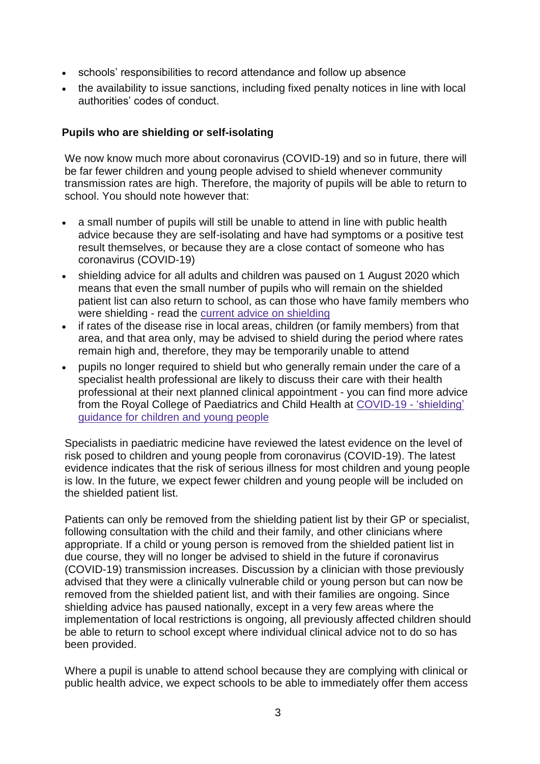- schools' responsibilities to record attendance and follow up absence
- the availability to issue sanctions, including fixed penalty notices in line with local authorities' codes of conduct.

**Pupils who are shielding or self-isolating**

We now know much more about coronavirus (COVID-19) and so in future, there will be far fewer children and young people advised to shield whenever community transmission rates are high. Therefore, the majority of pupils will be able to return to school. You should note however that:

- a small number of pupils will still be unable to attend in line with public health advice because they are self-isolating and have had symptoms or a positive test result themselves, or because they are a close contact of someone who has coronavirus (COVID-19)
- shielding advice for all adults and children was paused on 1 August 2020 which means that even the small number of pupils who will remain on the shielded patient list can also return to school, as can those who have family members who were shielding - read the current advice on shielding
- if rates of the disease rise in local areas, children (or family members) from that area, and that area only, may be advised to shield during the period where rates remain high and, therefore, they may be temporarily unable to attend
- pupils no longer required to shield but who generally remain under the care of a specialist health professional are likely to discuss their care with their health professional at their next planned clinical appointment - you can find more advice from the Royal College of Paediatrics and Child Health at COVID-19 - 'shielding' guidance for children and young people

Specialists in paediatric medicine have reviewed the latest evidence on the level of risk posed to children and young people from coronavirus (COVID-19). The latest evidence indicates that the risk of serious illness for most children and young people is low. In the future, we expect fewer children and young people will be included on the shielded patient list.

Patients can only be removed from the shielding patient list by their GP or specialist, following consultation with the child and their family, and other clinicians where appropriate. If a child or young person is removed from the shielded patient list in due course, they will no longer be advised to shield in the future if coronavirus (COVID-19) transmission increases. Discussion by a clinician with those previously advised that they were a clinically vulnerable child or young person but can now be removed from the shielded patient list, and with their families are ongoing. Since shielding advice has paused nationally, except in a very few areas where the implementation of local restrictions is ongoing, all previously affected children should be able to return to school except where individual clinical advice not to do so has been provided.

Where a pupil is unable to attend school because they are complying with clinical or public health advice, we expect schools to be able to immediately offer them access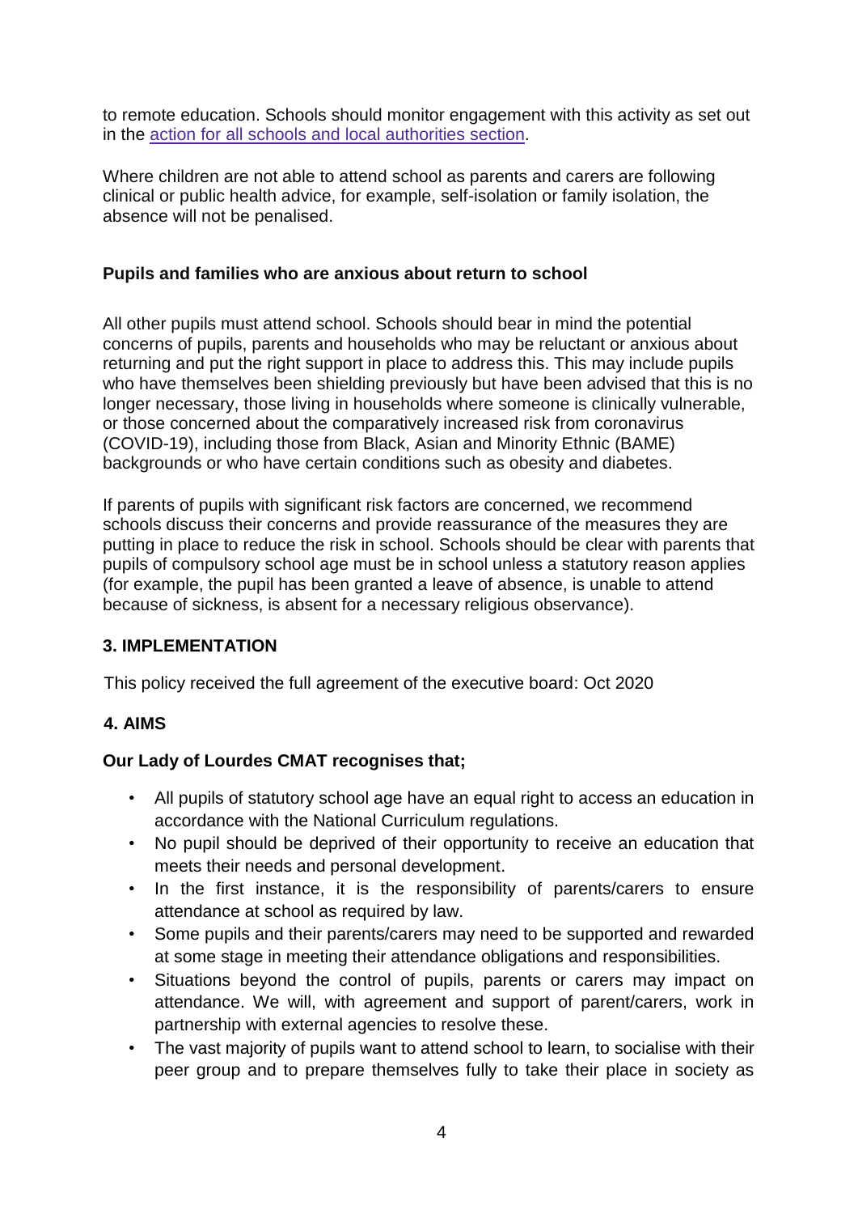to remote education. Schools should monitor engagement with this activity as set out in the [action for all schools and local authorities section](#).

Where children are not able to attend school as parents and carers are following clinical or public health advice, for example, self-isolation or family isolation, the absence will not be penalised.

**Pupils and families who are anxious about return to school**

All other pupils must attend school. Schools should bear in mind the potential concerns of pupils, parents and households who may be reluctant or anxious about returning and put the right support in place to address this. This may include pupils who have themselves been shielding previously but have been advised that this is no longer necessary, those living in households where someone is clinically vulnerable, or those concerned about the comparatively increased risk from coronavirus (COVID-19), including those from Black, Asian and Minority Ethnic (BAME) backgrounds or who have certain conditions such as obesity and diabetes.

If parents of pupils with significant risk factors are concerned, we recommend schools discuss their concerns and provide reassurance of the measures they are putting in place to reduce the risk in school. Schools should be clear with parents that pupils of compulsory school age must be in school unless a statutory reason applies (for example, the pupil has been granted a leave of absence, is unable to attend because of sickness, is absent for a necessary religious observance).

## 3. IMPLEMENTATION

This policy received the full agreement of the executive board: Oct 2020

## 4. AIMS

**Our Lady of Lourdes CMAT recognises that;**

- All pupils of statutory school age have an equal right to access an education in accordance with the National Curriculum regulations.
- No pupil should be deprived of their opportunity to receive an education that meets their needs and personal development.
- In the first instance, it is the responsibility of parents/carers to ensure attendance at school as required by law.
- Some pupils and their parents/carers may need to be supported and rewarded at some stage in meeting their attendance obligations and responsibilities.
- Situations beyond the control of pupils, parents or carers may impact on attendance. We will, with agreement and support of parent/carers, work in partnership with external agencies to resolve these.
- The vast majority of pupils want to attend school to learn, to socialise with their peer group and to prepare themselves fully to take their place in society as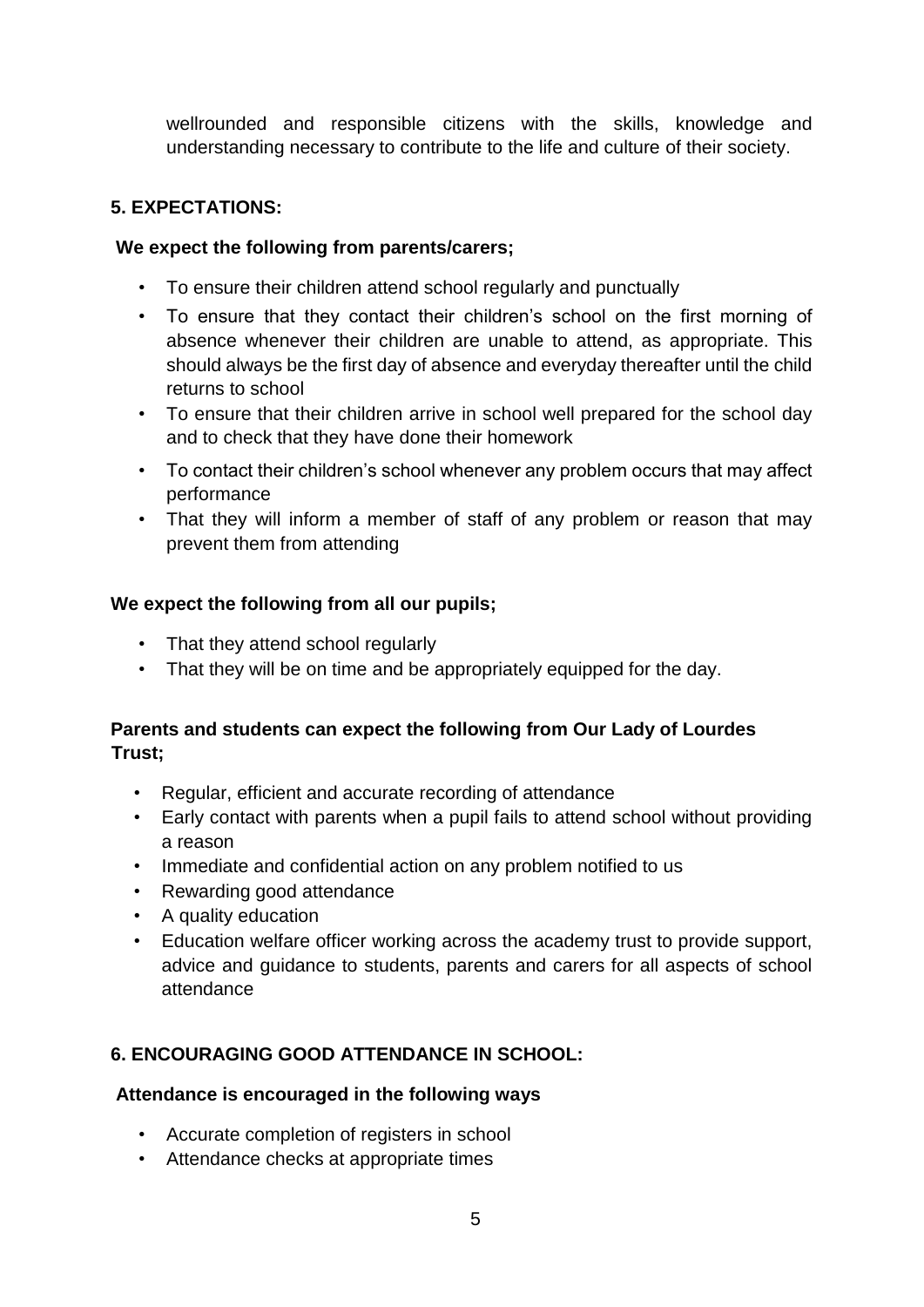wellrounded and responsible citizens with the skills, knowledge and understanding necessary to contribute to the life and culture of their society.

## 5. EXPECTATIONS:

**We expect the following from parents/carers;**

- To ensure their children attend school regularly and punctually
- To ensure that they contact their children's school on the first morning of absence whenever their children are unable to attend, as appropriate. This should always be the first day of absence and everyday thereafter until the child returns to school
- To ensure that their children arrive in school well prepared for the school day and to check that they have done their homework
- To contact their children's school whenever any problem occurs that may affect performance
- That they will inform a member of staff of any problem or reason that may prevent them from attending

**We expect the following from all our pupils;**

- That they attend school regularly
- That they will be on time and be appropriately equipped for the day.

**Parents and students can expect the following from Our Lady of Lourdes Trust;**

- Regular, efficient and accurate recording of attendance
- Early contact with parents when a pupil fails to attend school without providing a reason
- Immediate and confidential action on any problem notified to us
- Rewarding good attendance
- A quality education
- Education welfare officer working across the academy trust to provide support, advice and guidance to students, parents and carers for all aspects of school attendance

## 6. ENCOURAGING GOOD ATTENDANCE IN SCHOOL:

**Attendance is encouraged in the following ways**

- Accurate completion of registers in school
- Attendance checks at appropriate times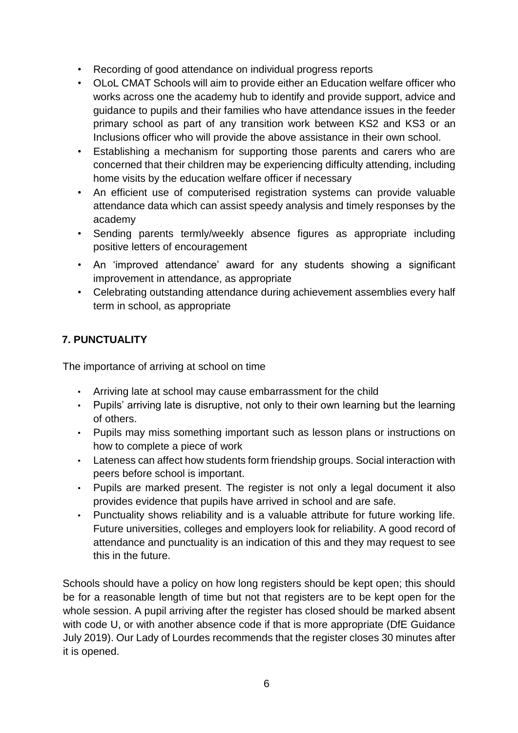- Recording of good attendance on individual progress reports
- OLoL CMAT Schools will aim to provide either an Education welfare officer who works across one the academy hub to identify and provide support, advice and guidance to pupils and their families who have attendance issues in the feeder primary school as part of any transition work between KS2 and KS3 or an Inclusions officer who will provide the above assistance in their own school.
- Establishing a mechanism for supporting those parents and carers who are concerned that their children may be experiencing difficulty attending, including home visits by the education welfare officer if necessary
- An efficient use of computerised registration systems can provide valuable attendance data which can assist speedy analysis and timely responses by the academy
- Sending parents termly/weekly absence figures as appropriate including positive letters of encouragement
- An 'improved attendance' award for any students showing a significant improvement in attendance, as appropriate
- Celebrating outstanding attendance during achievement assemblies every half term in school, as appropriate

## 7. PUNCTUALITY

The importance of arriving at school on time

- Arriving late at school may cause embarrassment for the child
- Pupils' arriving late is disruptive, not only to their own learning but the learning of others.
- Pupils may miss something important such as lesson plans or instructions on how to complete a piece of work
- Lateness can affect how students form friendship groups. Social interaction with peers before school is important.
- Pupils are marked present. The register is not only a legal document it also provides evidence that pupils have arrived in school and are safe.
- Punctuality shows reliability and is a valuable attribute for future working life. Future universities, colleges and employers look for reliability. A good record of attendance and punctuality is an indication of this and they may request to see this in the future.

Schools should have a policy on how long registers should be kept open; this should be for a reasonable length of time but not that registers are to be kept open for the whole session. A pupil arriving after the register has closed should be marked absent with code U, or with another absence code if that is more appropriate (DfE Guidance July 2019). Our Lady of Lourdes recommends that the register closes 30 minutes after it is opened.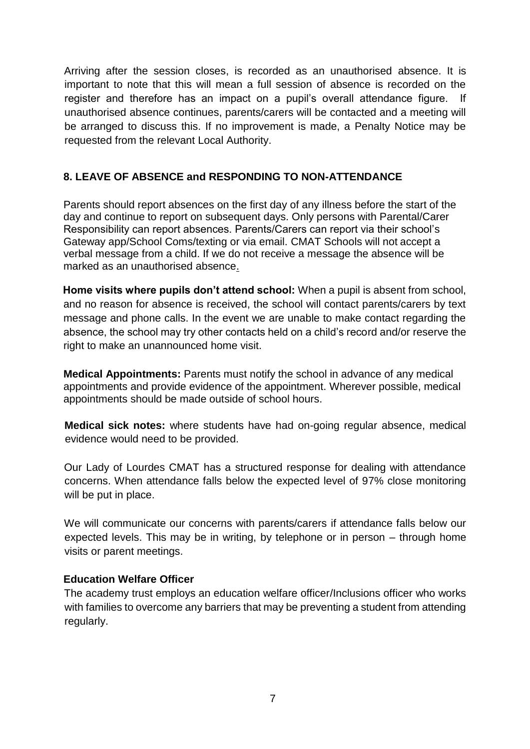Arriving after the session closes, is recorded as an unauthorised absence. It is important to note that this will mean a full session of absence is recorded on the register and therefore has an impact on a pupil's overall attendance figure. If unauthorised absence continues, parents/carers will be contacted and a meeting will be arranged to discuss this. If no improvement is made, a Penalty Notice may be requested from the relevant Local Authority.

## 8. LEAVE OF ABSENCE and RESPONDING TO NON-ATTENDANCE

Parents should report absences on the first day of any illness before the start of the day and continue to report on subsequent days. Only persons with Parental/Carer Responsibility can report absences. Parents/Carers can report via their school's Gateway app/School Coms/texting or via email. CMAT Schools will not accept a verbal message from a child. If we do not receive a message the absence will be marked as an unauthorised absence.

**Home visits where pupils don't attend school:** When a pupil is absent from school, and no reason for absence is received, the school will contact parents/carers by text message and phone calls. In the event we are unable to make contact regarding the absence, the school may try other contacts held on a child's record and/or reserve the right to make an unannounced home visit.

**Medical Appointments:** Parents must notify the school in advance of any medical appointments and provide evidence of the appointment. Wherever possible, medical appointments should be made outside of school hours.

**Medical sick notes:** where students have had on-going regular absence, medical evidence would need to be provided.

Our Lady of Lourdes CMAT has a structured response for dealing with attendance concerns. When attendance falls below the expected level of 97% close monitoring will be put in place.

We will communicate our concerns with parents/carers if attendance falls below our expected levels. This may be in writing, by telephone or in person – through home visits or parent meetings.

**Education Welfare Officer**

The academy trust employs an education welfare officer/Inclusions officer who works with families to overcome any barriers that may be preventing a student from attending regularly.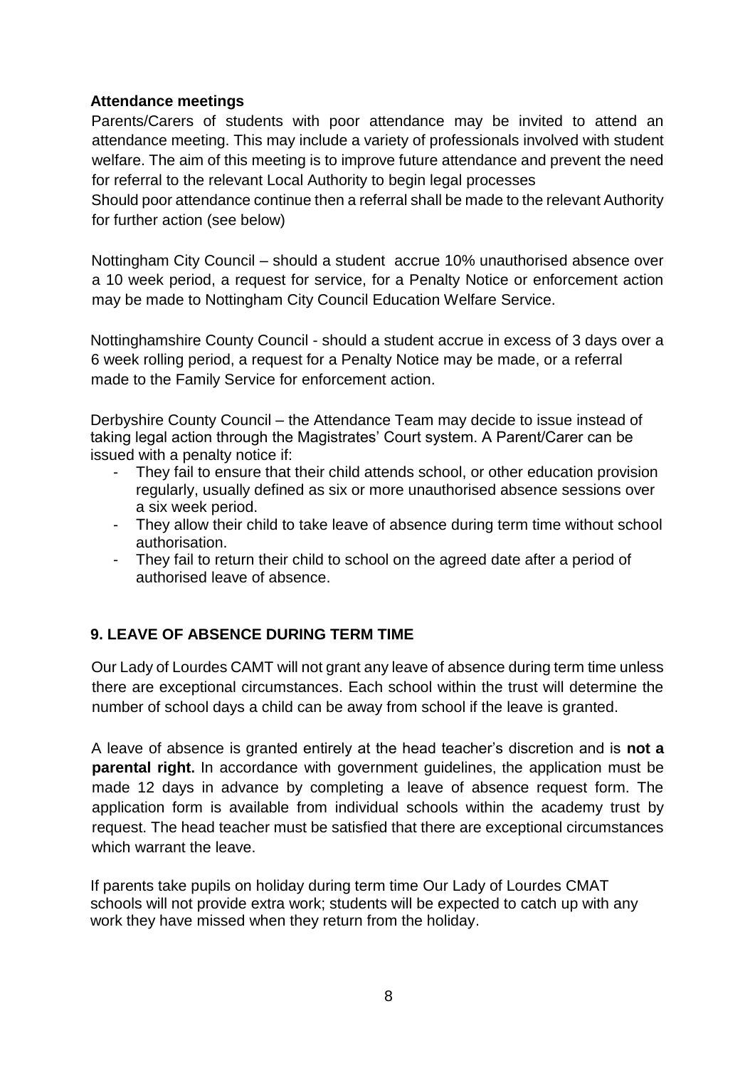**Attendance meetings**

Parents/Carers of students with poor attendance may be invited to attend an attendance meeting. This may include a variety of professionals involved with student welfare. The aim of this meeting is to improve future attendance and prevent the need for referral to the relevant Local Authority to begin legal processes

Should poor attendance continue then a referral shall be made to the relevant Authority for further action (see below)

Nottingham City Council – should a student accrue 10% unauthorised absence over a 10 week period, a request for service, for a Penalty Notice or enforcement action may be made to Nottingham City Council Education Welfare Service.

Nottinghamshire County Council - should a student accrue in excess of 3 days over a 6 week rolling period, a request for a Penalty Notice may be made, or a referral made to the Family Service for enforcement action.

Derbyshire County Council – the Attendance Team may decide to issue instead of taking legal action through the Magistrates' Court system. A Parent/Carer can be issued with a penalty notice if:

- They fail to ensure that their child attends school, or other education provision regularly, usually defined as six or more unauthorised absence sessions over a six week period.
- They allow their child to take leave of absence during term time without school authorisation.
- They fail to return their child to school on the agreed date after a period of authorised leave of absence.

## 9. LEAVE OF ABSENCE DURING TERM TIME

Our Lady of Lourdes CAMT will not grant any leave of absence during term time unless there are exceptional circumstances. Each school within the trust will determine the number of school days a child can be away from school if the leave is granted.

A leave of absence is granted entirely at the head teacher's discretion and is **not a parental right.** In accordance with government guidelines, the application must be made 12 days in advance by completing a leave of absence request form. The application form is available from individual schools within the academy trust by request. The head teacher must be satisfied that there are exceptional circumstances which warrant the leave.

If parents take pupils on holiday during term time Our Lady of Lourdes CMAT schools will not provide extra work; students will be expected to catch up with any work they have missed when they return from the holiday.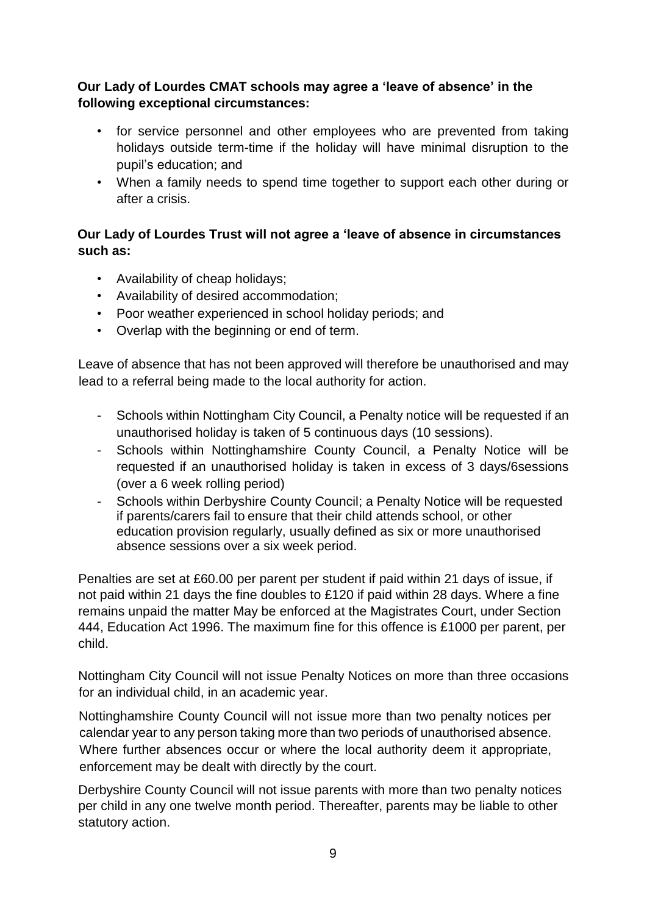**Our Lady of Lourdes CMAT schools may agree a 'leave of absence' in the following exceptional circumstances:**

- for service personnel and other employees who are prevented from taking holidays outside term-time if the holiday will have minimal disruption to the pupil's education; and
- When a family needs to spend time together to support each other during or after a crisis.

**Our Lady of Lourdes Trust will not agree a 'leave of absence in circumstances such as:**

- Availability of cheap holidays;
- Availability of desired accommodation;
- Poor weather experienced in school holiday periods; and
- Overlap with the beginning or end of term.

Leave of absence that has not been approved will therefore be unauthorised and may lead to a referral being made to the local authority for action.

- Schools within Nottingham City Council, a Penalty notice will be requested if an unauthorised holiday is taken of 5 continuous days (10 sessions).
- Schools within Nottinghamshire County Council, a Penalty Notice will be requested if an unauthorised holiday is taken in excess of 3 days/6sessions (over a 6 week rolling period)
- Schools within Derbyshire County Council; a Penalty Notice will be requested if parents/carers fail to ensure that their child attends school, or other education provision regularly, usually defined as six or more unauthorised absence sessions over a six week period.

Penalties are set at £60.00 per parent per student if paid within 21 days of issue, if not paid within 21 days the fine doubles to £120 if paid within 28 days. Where a fine remains unpaid the matter May be enforced at the Magistrates Court, under Section 444, Education Act 1996. The maximum fine for this offence is £1000 per parent, per child.

Nottingham City Council will not issue Penalty Notices on more than three occasions for an individual child, in an academic year.

Nottinghamshire County Council will not issue more than two penalty notices per calendar year to any person taking more than two periods of unauthorised absence. Where further absences occur or where the local authority deem it appropriate, enforcement may be dealt with directly by the court.

Derbyshire County Council will not issue parents with more than two penalty notices per child in any one twelve month period. Thereafter, parents may be liable to other statutory action.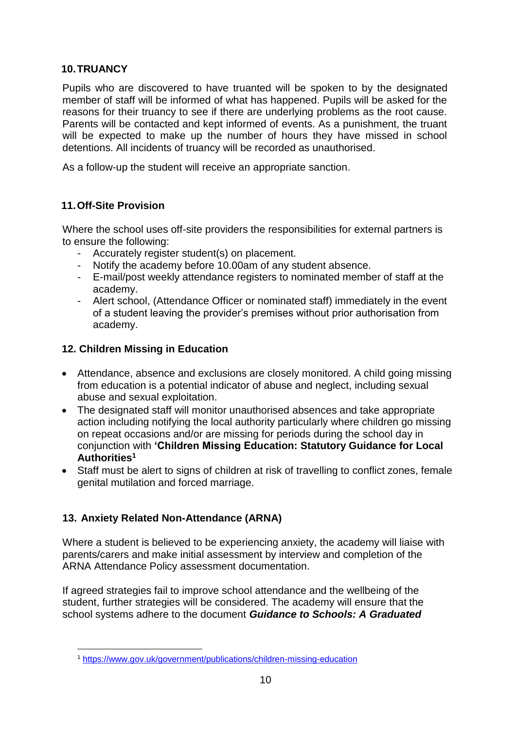## 10. TRUANCY

Pupils who are discovered to have truanted will be spoken to by the designated member of staff will be informed of what has happened. Pupils will be asked for the reasons for their truancy to see if there are underlying problems as the root cause. Parents will be contacted and kept informed of events. As a punishment, the truant will be expected to make up the number of hours they have missed in school detentions. All incidents of truancy will be recorded as unauthorised.

As a follow-up the student will receive an appropriate sanction.

## 11. Off-Site Provision

Where the school uses off-site providers the responsibilities for external partners is to ensure the following:

- Accurately register student(s) on placement.
- Notify the academy before 10.00am of any student absence.
- E-mail/post weekly attendance registers to nominated member of staff at the academy.
- Alert school, (Attendance Officer or nominated staff) immediately in the event of a student leaving the provider's premises without prior authorisation from academy.

## 12. Children Missing in Education

- Attendance, absence and exclusions are closely monitored. A child going missing from education is a potential indicator of abuse and neglect, including sexual abuse and sexual exploitation.
- The designated staff will monitor unauthorised absences and take appropriate action including notifying the local authority particularly where children go missing on repeat occasions and/or are missing for periods during the school day in conjunction with **'Children Missing Education: Statutory Guidance for Local Authorities**[1]
- Staff must be alert to signs of children at risk of travelling to conflict zones, female genital mutilation and forced marriage.

## 13. Anxiety Related Non-Attendance (ARNA)

Where a student is believed to be experiencing anxiety, the academy will liaise with parents/carers and make initial assessment by interview and completion of the ARNA Attendance Policy assessment documentation.

If agreed strategies fail to improve school attendance and the wellbeing of the student, further strategies will be considered. The academy will ensure that the school systems adhere to the document ***Guidance to Schools: A Graduated***

---

[1] https://www.gov.uk/government/publications/children-missing-education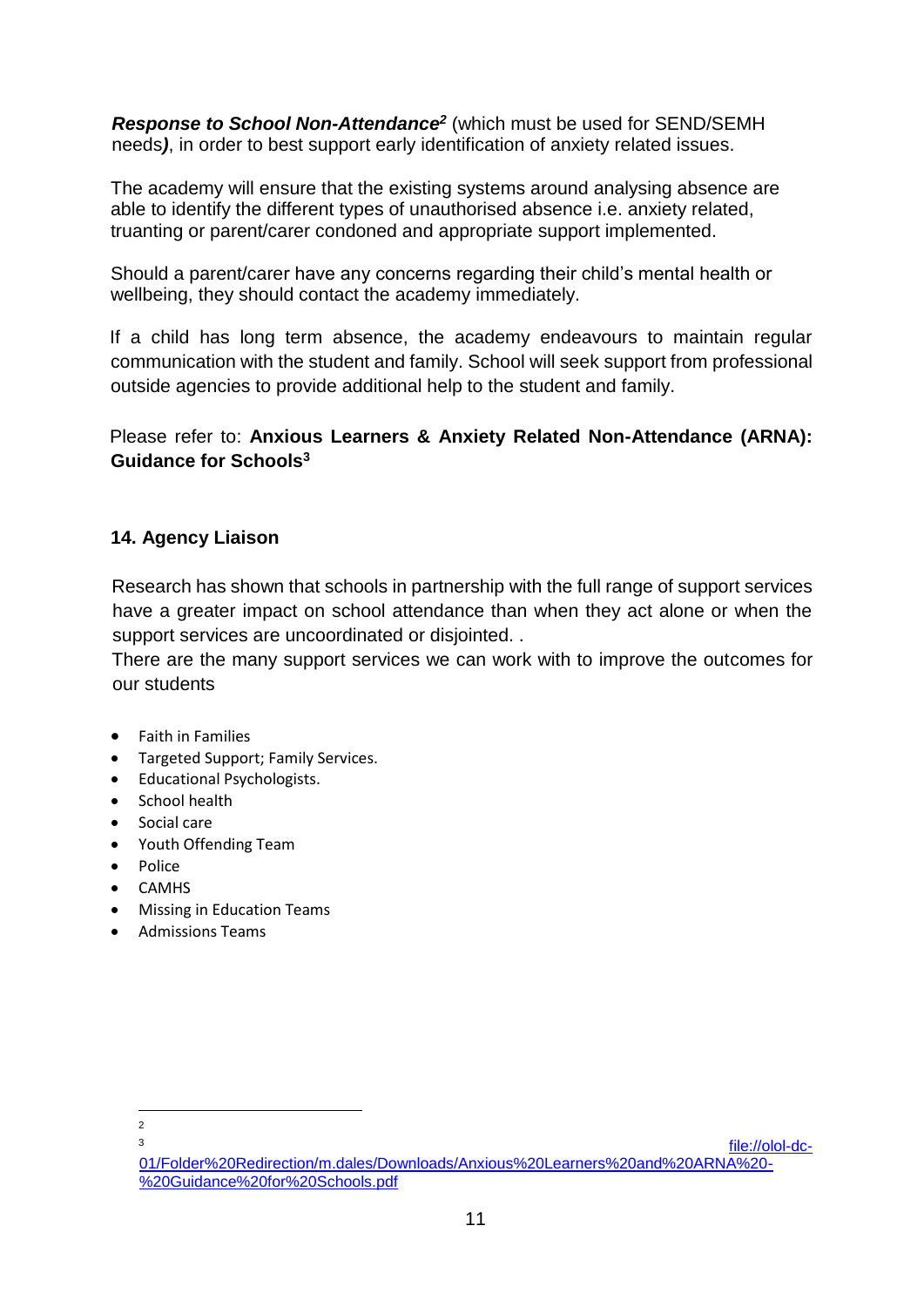***Response to School Non-Attendance*[2]** (which must be used for SEND/SEMH needs***)***, in order to best support early identification of anxiety related issues.

The academy will ensure that the existing systems around analysing absence are able to identify the different types of unauthorised absence i.e. anxiety related, truanting or parent/carer condoned and appropriate support implemented.

Should a parent/carer have any concerns regarding their child's mental health or wellbeing, they should contact the academy immediately.

If a child has long term absence, the academy endeavours to maintain regular communication with the student and family. School will seek support from professional outside agencies to provide additional help to the student and family.

Please refer to: **Anxious Learners & Anxiety Related Non-Attendance (ARNA): Guidance for Schools[3]**

## 14. Agency Liaison

Research has shown that schools in partnership with the full range of support services have a greater impact on school attendance than when they act alone or when the support services are uncoordinated or disjointed. .
There are the many support services we can work with to improve the outcomes for our students

- Faith in Families
- Targeted Support; Family Services.
- Educational Psychologists.
- School health
- Social care
- Youth Offending Team
- Police
- CAMHS
- Missing in Education Teams
- Admissions Teams

---

[2]

[3] file://olol-dc-01/Folder%20Redirection/m.dales/Downloads/Anxious%20Learners%20and%20ARNA%20-%20Guidance%20for%20Schools.pdf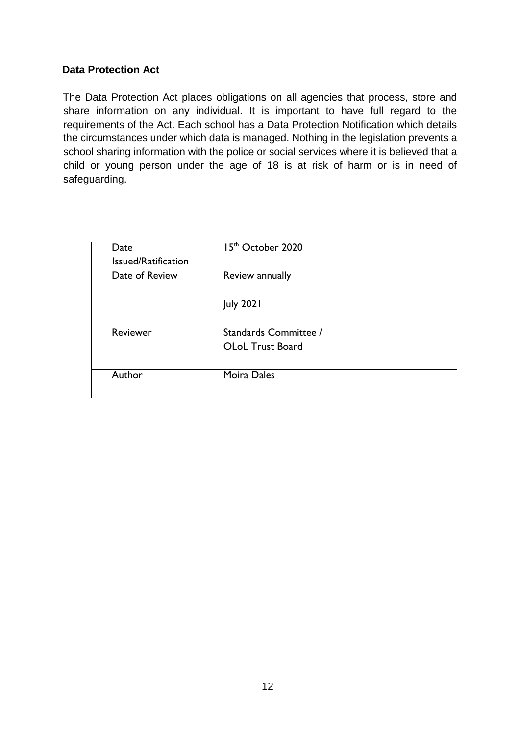## Data Protection Act

The Data Protection Act places obligations on all agencies that process, store and share information on any individual. It is important to have full regard to the requirements of the Act. Each school has a Data Protection Notification which details the circumstances under which data is managed. Nothing in the legislation prevents a school sharing information with the police or social services where it is believed that a child or young person under the age of 18 is at risk of harm or is in need of safeguarding.

| | |
|---|---|
| Date Issued/Ratification | 15th October 2020 |
| Date of Review | Review annually<br><br>July 2021 |
| Reviewer | Standards Committee /<br>OLoL Trust Board |
| Author | Moira Dales |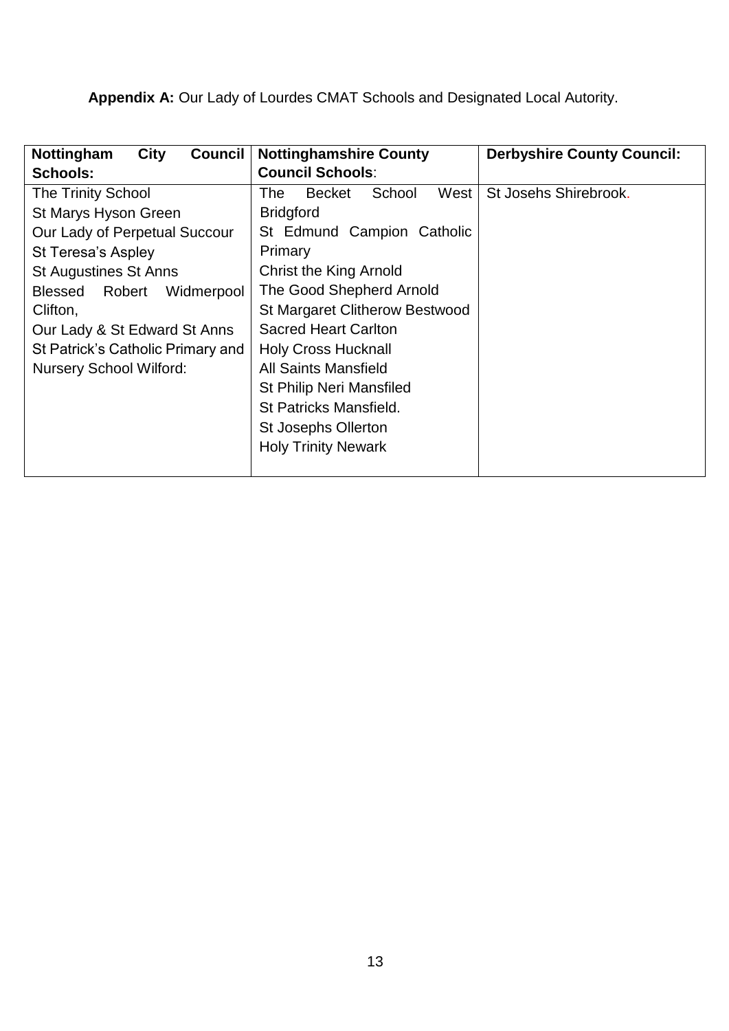**Appendix A:** Our Lady of Lourdes CMAT Schools and Designated Local Autority.

| Nottingham City Council Schools: | Nottinghamshire County Council Schools: | Derbyshire County Council: |
|---|---|---|
| The Trinity School<br>St Marys Hyson Green<br>Our Lady of Perpetual Succour<br>St Teresa's Aspley<br>St Augustines St Anns<br>Blessed Robert Widmerpool Clifton,<br>Our Lady & St Edward St Anns<br>St Patrick's Catholic Primary and Nursery School Wilford: | The Becket School West Bridgford<br>St Edmund Campion Catholic Primary<br>Christ the King Arnold<br>The Good Shepherd Arnold<br>St Margaret Clitherow Bestwood<br>Sacred Heart Carlton<br>Holy Cross Hucknall<br>All Saints Mansfield<br>St Philip Neri Mansfiled<br>St Patricks Mansfield.<br>St Josephs Ollerton<br>Holy Trinity Newark | St Josehs Shirebrook. |